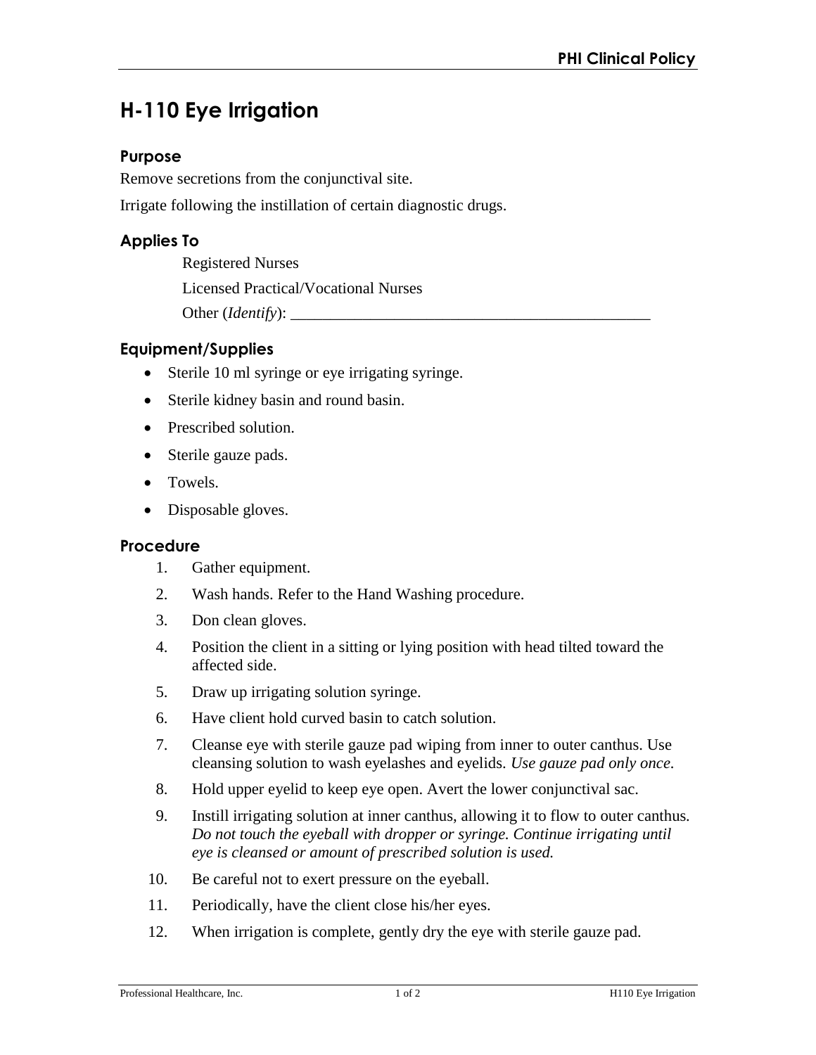# H-110 Eye Irrigation

## Purpose

Remove secretions from the conjunctival site.

Irrigate following the instillation of certain diagnostic drugs.

## Applies To

Registered Nurses

Licensed Practical/Vocational Nurses

Other (*Identify*): _______________________________________________

## Equipment/Supplies

- Sterile 10 ml syringe or eye irrigating syringe.
- Sterile kidney basin and round basin.
- Prescribed solution.
- Sterile gauze pads.
- Towels.
- Disposable gloves.

## Procedure

1. Gather equipment.
2. Wash hands. Refer to the Hand Washing procedure.
3. Don clean gloves.
4. Position the client in a sitting or lying position with head tilted toward the affected side.
5. Draw up irrigating solution syringe.
6. Have client hold curved basin to catch solution.
7. Cleanse eye with sterile gauze pad wiping from inner to outer canthus. Use cleansing solution to wash eyelashes and eyelids. *Use gauze pad only once.*
8. Hold upper eyelid to keep eye open. Avert the lower conjunctival sac.
9. Instill irrigating solution at inner canthus, allowing it to flow to outer canthus. *Do not touch the eyeball with dropper or syringe. Continue irrigating until eye is cleansed or amount of prescribed solution is used.*
10. Be careful not to exert pressure on the eyeball.
11. Periodically, have the client close his/her eyes.
12. When irrigation is complete, gently dry the eye with sterile gauze pad.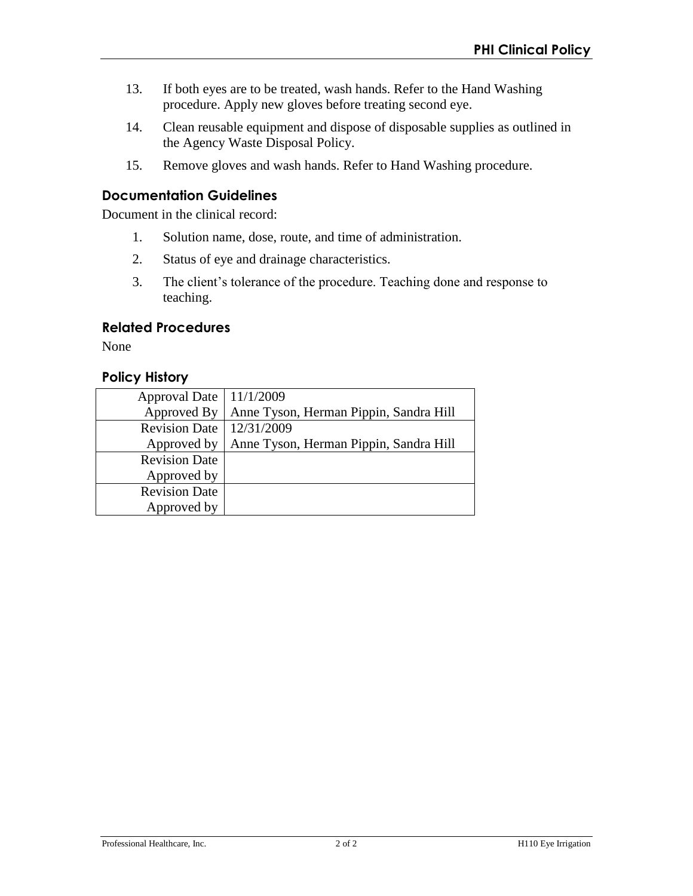13. If both eyes are to be treated, wash hands. Refer to the Hand Washing procedure. Apply new gloves before treating second eye.
14. Clean reusable equipment and dispose of disposable supplies as outlined in the Agency Waste Disposal Policy.
15. Remove gloves and wash hands. Refer to Hand Washing procedure.

## Documentation Guidelines

Document in the clinical record:

1. Solution name, dose, route, and time of administration.
2. Status of eye and drainage characteristics.
3. The client's tolerance of the procedure. Teaching done and response to teaching.

## Related Procedures

None

## Policy History

| | |
|---|---|
| Approval Date | 11/1/2009 |
| Approved By | Anne Tyson, Herman Pippin, Sandra Hill |
| Revision Date | 12/31/2009 |
| Approved by | Anne Tyson, Herman Pippin, Sandra Hill |
| Revision Date | |
| Approved by | |
| Revision Date | |
| Approved by | |